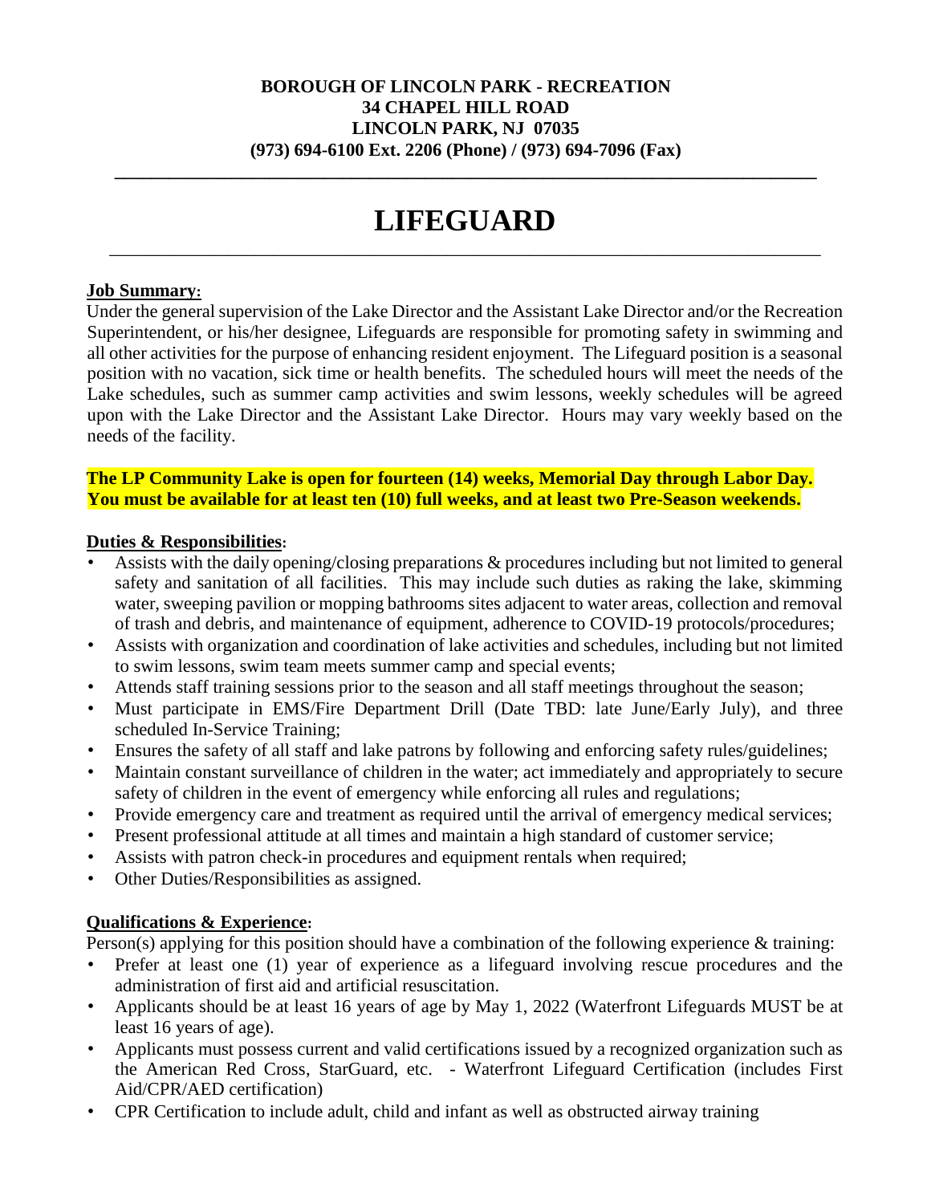**BOROUGH OF LINCOLN PARK - RECREATION**
**34 CHAPEL HILL ROAD**
**LINCOLN PARK, NJ 07035**
**(973) 694-6100 Ext. 2206 (Phone) / (973) 694-7096 (Fax)**

# LIFEGUARD

**Job Summary:**

Under the general supervision of the Lake Director and the Assistant Lake Director and/or the Recreation Superintendent, or his/her designee, Lifeguards are responsible for promoting safety in swimming and all other activities for the purpose of enhancing resident enjoyment. The Lifeguard position is a seasonal position with no vacation, sick time or health benefits. The scheduled hours will meet the needs of the Lake schedules, such as summer camp activities and swim lessons, weekly schedules will be agreed upon with the Lake Director and the Assistant Lake Director. Hours may vary weekly based on the needs of the facility.

**The LP Community Lake is open for fourteen (14) weeks, Memorial Day through Labor Day. You must be available for at least ten (10) full weeks, and at least two Pre-Season weekends.**

**Duties & Responsibilities:**

- Assists with the daily opening/closing preparations & procedures including but not limited to general safety and sanitation of all facilities. This may include such duties as raking the lake, skimming water, sweeping pavilion or mopping bathrooms sites adjacent to water areas, collection and removal of trash and debris, and maintenance of equipment, adherence to COVID-19 protocols/procedures;
- Assists with organization and coordination of lake activities and schedules, including but not limited to swim lessons, swim team meets summer camp and special events;
- Attends staff training sessions prior to the season and all staff meetings throughout the season;
- Must participate in EMS/Fire Department Drill (Date TBD: late June/Early July), and three scheduled In-Service Training;
- Ensures the safety of all staff and lake patrons by following and enforcing safety rules/guidelines;
- Maintain constant surveillance of children in the water; act immediately and appropriately to secure safety of children in the event of emergency while enforcing all rules and regulations;
- Provide emergency care and treatment as required until the arrival of emergency medical services;
- Present professional attitude at all times and maintain a high standard of customer service;
- Assists with patron check-in procedures and equipment rentals when required;
- Other Duties/Responsibilities as assigned.

**Qualifications & Experience:**

Person(s) applying for this position should have a combination of the following experience & training:

- Prefer at least one (1) year of experience as a lifeguard involving rescue procedures and the administration of first aid and artificial resuscitation.
- Applicants should be at least 16 years of age by May 1, 2022 (Waterfront Lifeguards MUST be at least 16 years of age).
- Applicants must possess current and valid certifications issued by a recognized organization such as the American Red Cross, StarGuard, etc. - Waterfront Lifeguard Certification (includes First Aid/CPR/AED certification)
- CPR Certification to include adult, child and infant as well as obstructed airway training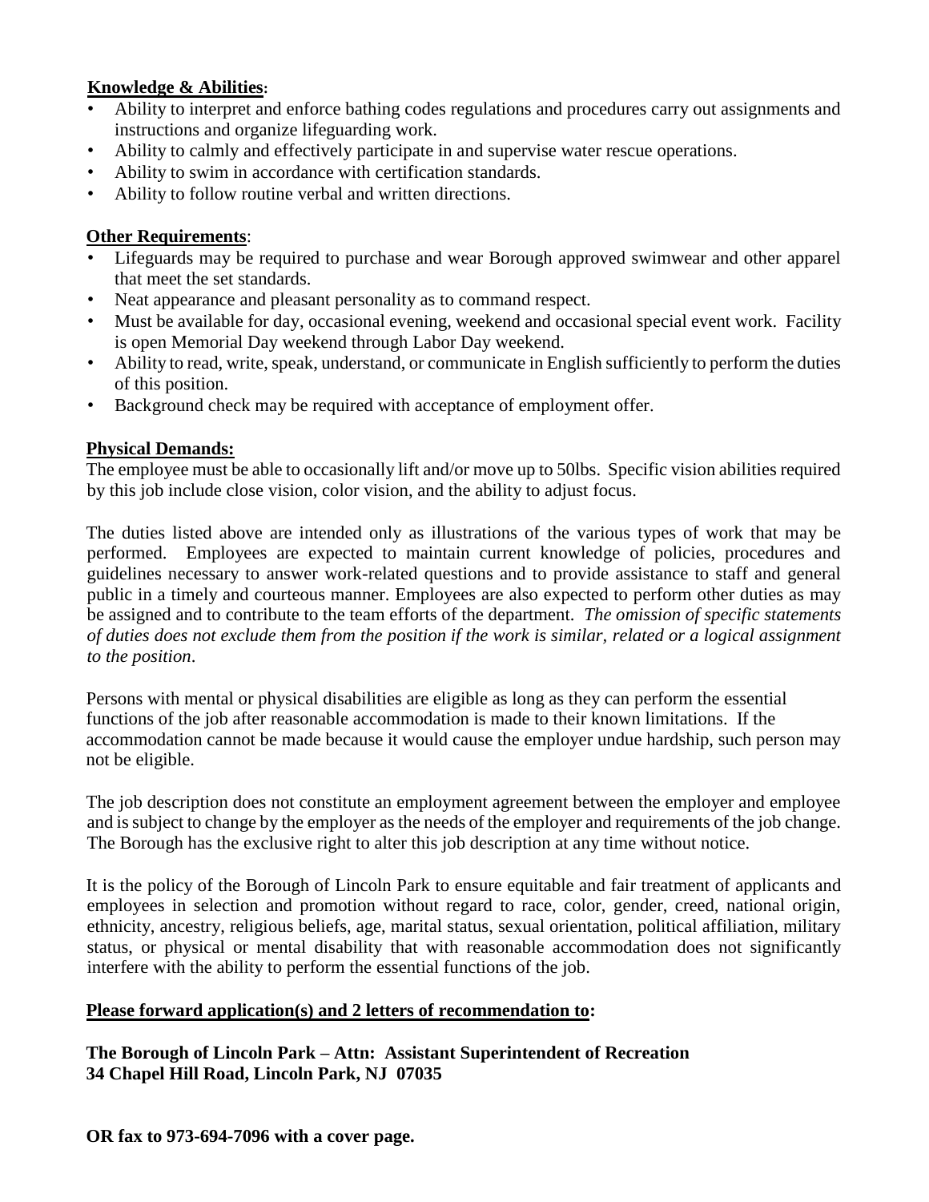**Knowledge & Abilities:**

- Ability to interpret and enforce bathing codes regulations and procedures carry out assignments and instructions and organize lifeguarding work.
- Ability to calmly and effectively participate in and supervise water rescue operations.
- Ability to swim in accordance with certification standards.
- Ability to follow routine verbal and written directions.

**Other Requirements**:

- Lifeguards may be required to purchase and wear Borough approved swimwear and other apparel that meet the set standards.
- Neat appearance and pleasant personality as to command respect.
- Must be available for day, occasional evening, weekend and occasional special event work. Facility is open Memorial Day weekend through Labor Day weekend.
- Ability to read, write, speak, understand, or communicate in English sufficiently to perform the duties of this position.
- Background check may be required with acceptance of employment offer.

**Physical Demands:**

The employee must be able to occasionally lift and/or move up to 50lbs. Specific vision abilities required by this job include close vision, color vision, and the ability to adjust focus.

The duties listed above are intended only as illustrations of the various types of work that may be performed. Employees are expected to maintain current knowledge of policies, procedures and guidelines necessary to answer work-related questions and to provide assistance to staff and general public in a timely and courteous manner. Employees are also expected to perform other duties as may be assigned and to contribute to the team efforts of the department. *The omission of specific statements of duties does not exclude them from the position if the work is similar, related or a logical assignment to the position*.

Persons with mental or physical disabilities are eligible as long as they can perform the essential functions of the job after reasonable accommodation is made to their known limitations. If the accommodation cannot be made because it would cause the employer undue hardship, such person may not be eligible.

The job description does not constitute an employment agreement between the employer and employee and is subject to change by the employer as the needs of the employer and requirements of the job change. The Borough has the exclusive right to alter this job description at any time without notice.

It is the policy of the Borough of Lincoln Park to ensure equitable and fair treatment of applicants and employees in selection and promotion without regard to race, color, gender, creed, national origin, ethnicity, ancestry, religious beliefs, age, marital status, sexual orientation, political affiliation, military status, or physical or mental disability that with reasonable accommodation does not significantly interfere with the ability to perform the essential functions of the job.

**Please forward application(s) and 2 letters of recommendation to:**

**The Borough of Lincoln Park – Attn: Assistant Superintendent of Recreation**
**34 Chapel Hill Road, Lincoln Park, NJ 07035**

**OR fax to 973-694-7096 with a cover page.**